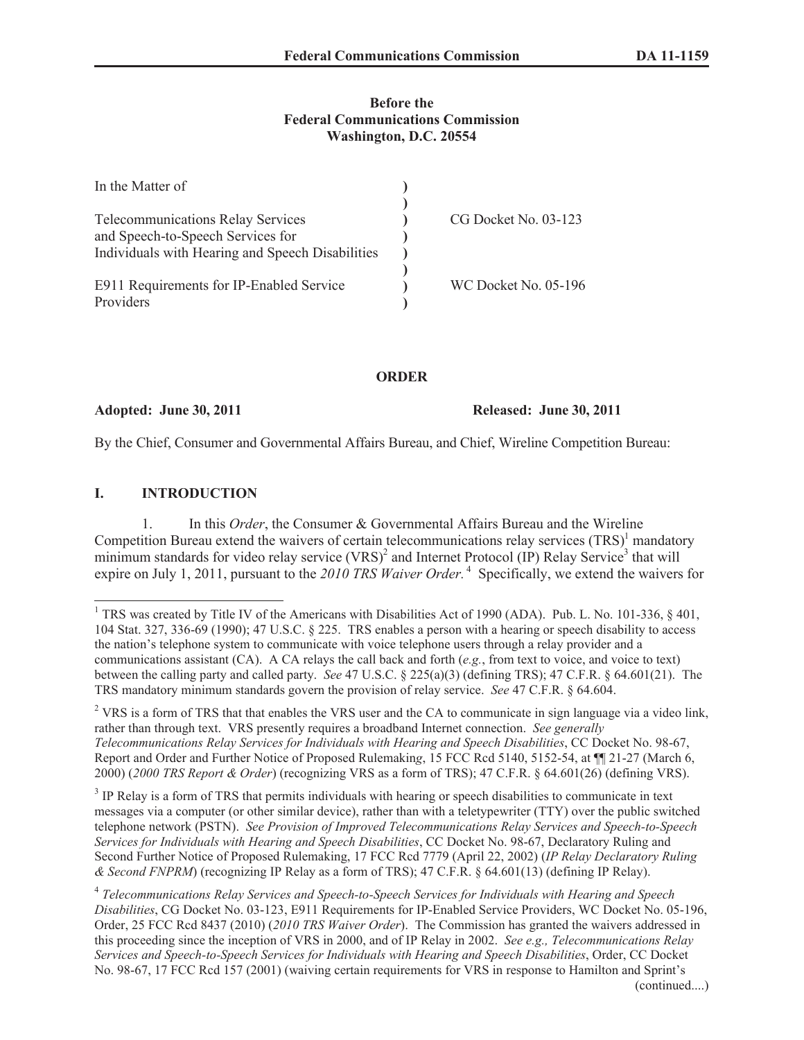**Before the**
**Federal Communications Commission**
**Washington, D.C. 20554**

| | | |
|---|---|---|
| In the Matter of | ) | |
| | ) | |
| Telecommunications Relay Services and Speech-to-Speech Services for Individuals with Hearing and Speech Disabilities | ) | CG Docket No. 03-123 |
| | ) | |
| E911 Requirements for IP-Enabled Service Providers | ) | WC Docket No. 05-196 |

**ORDER**

**Adopted: June 30, 2011** **Released: June 30, 2011**

By the Chief, Consumer and Governmental Affairs Bureau, and Chief, Wireline Competition Bureau:

## I. INTRODUCTION

1. In this *Order*, the Consumer & Governmental Affairs Bureau and the Wireline Competition Bureau extend the waivers of certain telecommunications relay services (TRS)[1] mandatory minimum standards for video relay service (VRS)[2] and Internet Protocol (IP) Relay Service[3] that will expire on July 1, 2011, pursuant to the *2010 TRS Waiver Order.*[4] Specifically, we extend the waivers for

---

[1] TRS was created by Title IV of the Americans with Disabilities Act of 1990 (ADA). Pub. L. No. 101-336, § 401, 104 Stat. 327, 336-69 (1990); 47 U.S.C. § 225. TRS enables a person with a hearing or speech disability to access the nation's telephone system to communicate with voice telephone users through a relay provider and a communications assistant (CA). A CA relays the call back and forth (*e.g.*, from text to voice, and voice to text) between the calling party and called party. *See* 47 U.S.C. § 225(a)(3) (defining TRS); 47 C.F.R. § 64.601(21). The TRS mandatory minimum standards govern the provision of relay service. *See* 47 C.F.R. § 64.604.

[2] VRS is a form of TRS that that enables the VRS user and the CA to communicate in sign language via a video link, rather than through text. VRS presently requires a broadband Internet connection. *See generally Telecommunications Relay Services for Individuals with Hearing and Speech Disabilities*, CC Docket No. 98-67, Report and Order and Further Notice of Proposed Rulemaking, 15 FCC Rcd 5140, 5152-54, at ¶¶ 21-27 (March 6, 2000) (*2000 TRS Report & Order*) (recognizing VRS as a form of TRS); 47 C.F.R. § 64.601(26) (defining VRS).

[3] IP Relay is a form of TRS that permits individuals with hearing or speech disabilities to communicate in text messages via a computer (or other similar device), rather than with a teletypewriter (TTY) over the public switched telephone network (PSTN). *See Provision of Improved Telecommunications Relay Services and Speech-to-Speech Services for Individuals with Hearing and Speech Disabilities*, CC Docket No. 98-67, Declaratory Ruling and Second Further Notice of Proposed Rulemaking, 17 FCC Rcd 7779 (April 22, 2002) (*IP Relay Declaratory Ruling & Second FNPRM*) (recognizing IP Relay as a form of TRS); 47 C.F.R. § 64.601(13) (defining IP Relay).

[4] *Telecommunications Relay Services and Speech-to-Speech Services for Individuals with Hearing and Speech Disabilities*, CG Docket No. 03-123, E911 Requirements for IP-Enabled Service Providers, WC Docket No. 05-196, Order, 25 FCC Rcd 8437 (2010) (*2010 TRS Waiver Order*). The Commission has granted the waivers addressed in this proceeding since the inception of VRS in 2000, and of IP Relay in 2002. *See e.g., Telecommunications Relay Services and Speech-to-Speech Services for Individuals with Hearing and Speech Disabilities*, Order, CC Docket No. 98-67, 17 FCC Rcd 157 (2001) (waiving certain requirements for VRS in response to Hamilton and Sprint's

(continued....)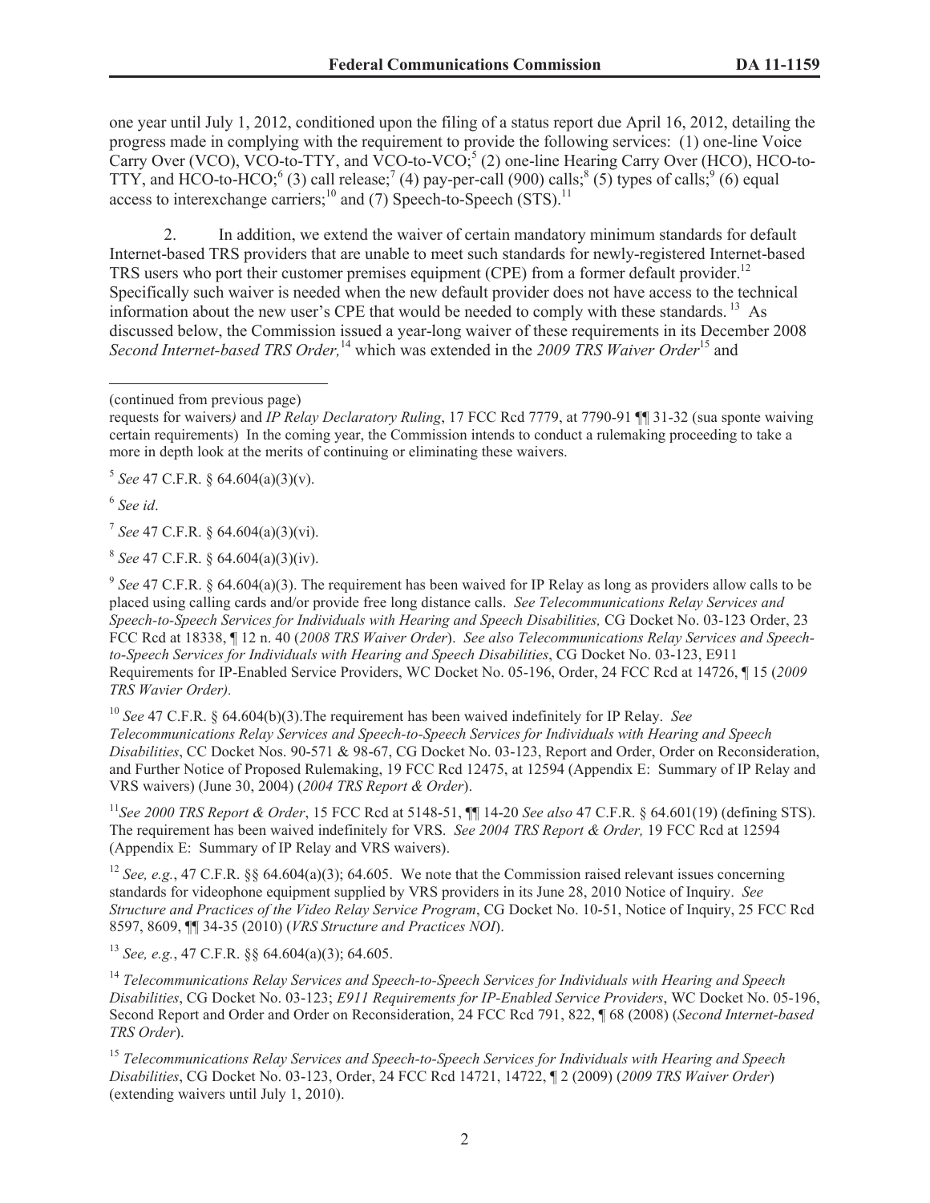one year until July 1, 2012, conditioned upon the filing of a status report due April 16, 2012, detailing the progress made in complying with the requirement to provide the following services: (1) one-line Voice Carry Over (VCO), VCO-to-TTY, and VCO-to-VCO;[5] (2) one-line Hearing Carry Over (HCO), HCO-to-TTY, and HCO-to-HCO;[6] (3) call release;[7] (4) pay-per-call (900) calls;[8] (5) types of calls;[9] (6) equal access to interexchange carriers;[10] and (7) Speech-to-Speech (STS).[11]

2. In addition, we extend the waiver of certain mandatory minimum standards for default Internet-based TRS providers that are unable to meet such standards for newly-registered Internet-based TRS users who port their customer premises equipment (CPE) from a former default provider.[12] Specifically such waiver is needed when the new default provider does not have access to the technical information about the new user's CPE that would be needed to comply with these standards.[13] As discussed below, the Commission issued a year-long waiver of these requirements in its December 2008 *Second Internet-based TRS Order,*[14] which was extended in the *2009 TRS Waiver Order*[15] and

---

(continued from previous page)
requests for waivers*)* and *IP Relay Declaratory Ruling*, 17 FCC Rcd 7779, at 7790-91 ¶¶ 31-32 (sua sponte waiving certain requirements) In the coming year, the Commission intends to conduct a rulemaking proceeding to take a more in depth look at the merits of continuing or eliminating these waivers.

[5] *See* 47 C.F.R. § 64.604(a)(3)(v).

[6] *See id*.

[7] *See* 47 C.F.R. § 64.604(a)(3)(vi).

[8] *See* 47 C.F.R. § 64.604(a)(3)(iv).

[9] *See* 47 C.F.R. § 64.604(a)(3). The requirement has been waived for IP Relay as long as providers allow calls to be placed using calling cards and/or provide free long distance calls. *See Telecommunications Relay Services and Speech-to-Speech Services for Individuals with Hearing and Speech Disabilities,* CG Docket No. 03-123 Order, 23 FCC Rcd at 18338, ¶ 12 n. 40 (*2008 TRS Waiver Order*). *See also Telecommunications Relay Services and Speech-to-Speech Services for Individuals with Hearing and Speech Disabilities*, CG Docket No. 03-123, E911 Requirements for IP-Enabled Service Providers, WC Docket No. 05-196, Order, 24 FCC Rcd at 14726, ¶ 15 (*2009 TRS Wavier Order).*

[10] *See* 47 C.F.R. § 64.604(b)(3).The requirement has been waived indefinitely for IP Relay. *See Telecommunications Relay Services and Speech-to-Speech Services for Individuals with Hearing and Speech Disabilities*, CC Docket Nos. 90-571 & 98-67, CG Docket No. 03-123, Report and Order, Order on Reconsideration, and Further Notice of Proposed Rulemaking, 19 FCC Rcd 12475, at 12594 (Appendix E: Summary of IP Relay and VRS waivers) (June 30, 2004) (*2004 TRS Report & Order*).

[11] *See 2000 TRS Report & Order*, 15 FCC Rcd at 5148-51, ¶¶ 14-20 *See also* 47 C.F.R. § 64.601(19) (defining STS). The requirement has been waived indefinitely for VRS. *See 2004 TRS Report & Order,* 19 FCC Rcd at 12594 (Appendix E: Summary of IP Relay and VRS waivers).

[12] *See, e.g.*, 47 C.F.R. §§ 64.604(a)(3); 64.605. We note that the Commission raised relevant issues concerning standards for videophone equipment supplied by VRS providers in its June 28, 2010 Notice of Inquiry. *See Structure and Practices of the Video Relay Service Program*, CG Docket No. 10-51, Notice of Inquiry, 25 FCC Rcd 8597, 8609, ¶¶ 34-35 (2010) (*VRS Structure and Practices NOI*).

[13] *See, e.g.*, 47 C.F.R. §§ 64.604(a)(3); 64.605.

[14] *Telecommunications Relay Services and Speech-to-Speech Services for Individuals with Hearing and Speech Disabilities*, CG Docket No. 03-123; *E911 Requirements for IP-Enabled Service Providers*, WC Docket No. 05-196, Second Report and Order and Order on Reconsideration, 24 FCC Rcd 791, 822, ¶ 68 (2008) (*Second Internet-based TRS Order*).

[15] *Telecommunications Relay Services and Speech-to-Speech Services for Individuals with Hearing and Speech Disabilities*, CG Docket No. 03-123, Order, 24 FCC Rcd 14721, 14722, ¶ 2 (2009) (*2009 TRS Waiver Order*) (extending waivers until July 1, 2010).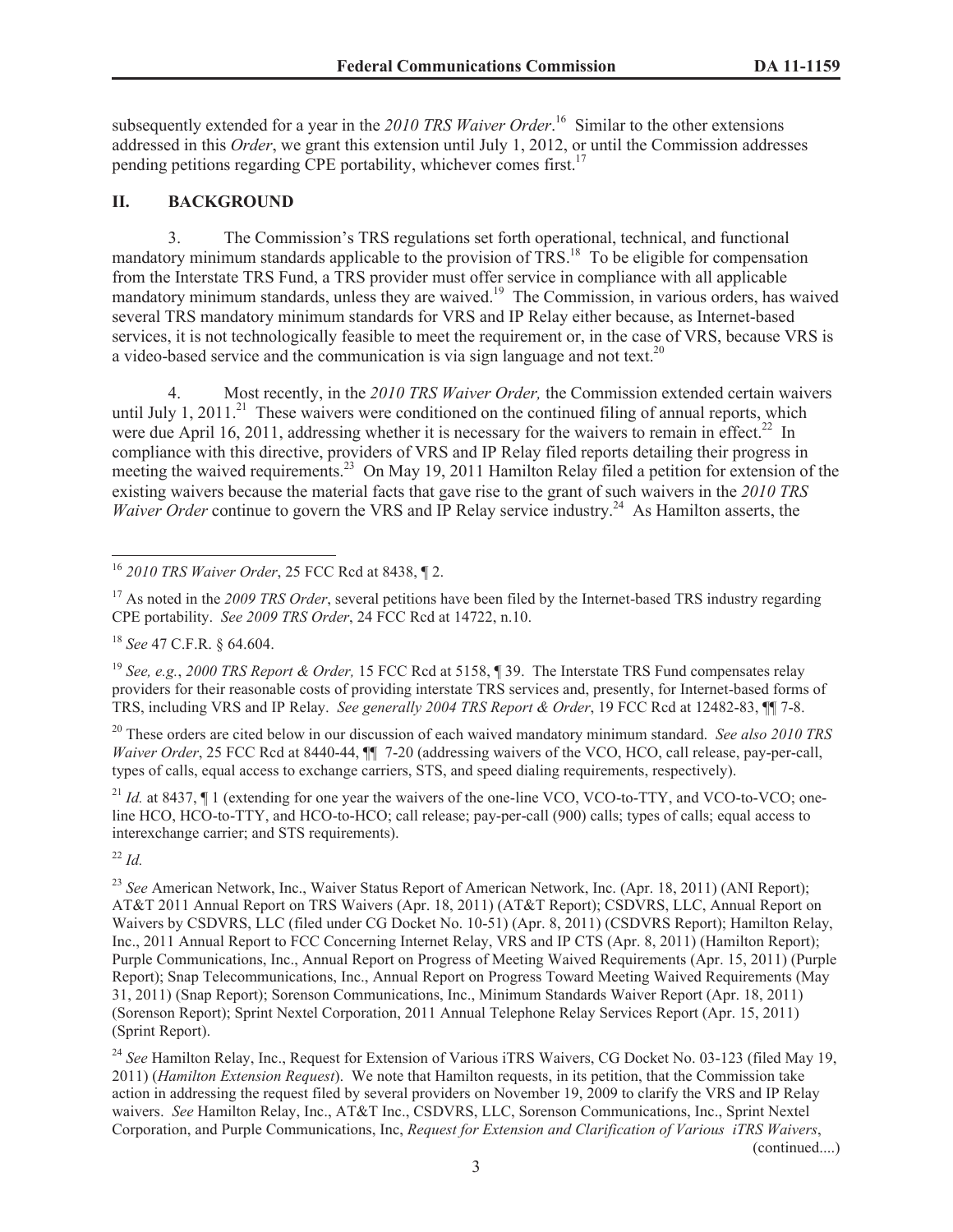subsequently extended for a year in the *2010 TRS Waiver Order*.[16] Similar to the other extensions addressed in this *Order*, we grant this extension until July 1, 2012, or until the Commission addresses pending petitions regarding CPE portability, whichever comes first.[17]

## II. BACKGROUND

3. The Commission's TRS regulations set forth operational, technical, and functional mandatory minimum standards applicable to the provision of TRS.[18] To be eligible for compensation from the Interstate TRS Fund, a TRS provider must offer service in compliance with all applicable mandatory minimum standards, unless they are waived.[19] The Commission, in various orders, has waived several TRS mandatory minimum standards for VRS and IP Relay either because, as Internet-based services, it is not technologically feasible to meet the requirement or, in the case of VRS, because VRS is a video-based service and the communication is via sign language and not text.[20]

4. Most recently, in the *2010 TRS Waiver Order,* the Commission extended certain waivers until July 1, 2011.[21] These waivers were conditioned on the continued filing of annual reports, which were due April 16, 2011, addressing whether it is necessary for the waivers to remain in effect.[22] In compliance with this directive, providers of VRS and IP Relay filed reports detailing their progress in meeting the waived requirements.[23] On May 19, 2011 Hamilton Relay filed a petition for extension of the existing waivers because the material facts that gave rise to the grant of such waivers in the *2010 TRS Waiver Order* continue to govern the VRS and IP Relay service industry.[24] As Hamilton asserts, the

---

[16] *2010 TRS Waiver Order*, 25 FCC Rcd at 8438, ¶ 2.

[17] As noted in the *2009 TRS Order*, several petitions have been filed by the Internet-based TRS industry regarding CPE portability. *See 2009 TRS Order*, 24 FCC Rcd at 14722, n.10.

[18] *See* 47 C.F.R. § 64.604.

[19] *See, e.g.*, *2000 TRS Report & Order,* 15 FCC Rcd at 5158, ¶ 39. The Interstate TRS Fund compensates relay providers for their reasonable costs of providing interstate TRS services and, presently, for Internet-based forms of TRS, including VRS and IP Relay. *See generally 2004 TRS Report & Order*, 19 FCC Rcd at 12482-83, ¶¶ 7-8.

[20] These orders are cited below in our discussion of each waived mandatory minimum standard. *See also 2010 TRS Waiver Order*, 25 FCC Rcd at 8440-44, ¶¶ 7-20 (addressing waivers of the VCO, HCO, call release, pay-per-call, types of calls, equal access to exchange carriers, STS, and speed dialing requirements, respectively).

[21] *Id.* at 8437, ¶ 1 (extending for one year the waivers of the one-line VCO, VCO-to-TTY, and VCO-to-VCO; one-line HCO, HCO-to-TTY, and HCO-to-HCO; call release; pay-per-call (900) calls; types of calls; equal access to interexchange carrier; and STS requirements).

[22] *Id.*

[23] *See* American Network, Inc., Waiver Status Report of American Network, Inc. (Apr. 18, 2011) (ANI Report); AT&T 2011 Annual Report on TRS Waivers (Apr. 18, 2011) (AT&T Report); CSDVRS, LLC, Annual Report on Waivers by CSDVRS, LLC (filed under CG Docket No. 10-51) (Apr. 8, 2011) (CSDVRS Report); Hamilton Relay, Inc., 2011 Annual Report to FCC Concerning Internet Relay, VRS and IP CTS (Apr. 8, 2011) (Hamilton Report); Purple Communications, Inc., Annual Report on Progress of Meeting Waived Requirements (Apr. 15, 2011) (Purple Report); Snap Telecommunications, Inc., Annual Report on Progress Toward Meeting Waived Requirements (May 31, 2011) (Snap Report); Sorenson Communications, Inc., Minimum Standards Waiver Report (Apr. 18, 2011) (Sorenson Report); Sprint Nextel Corporation, 2011 Annual Telephone Relay Services Report (Apr. 15, 2011) (Sprint Report).

[24] *See* Hamilton Relay, Inc., Request for Extension of Various iTRS Waivers, CG Docket No. 03-123 (filed May 19, 2011) (*Hamilton Extension Request*). We note that Hamilton requests, in its petition, that the Commission take action in addressing the request filed by several providers on November 19, 2009 to clarify the VRS and IP Relay waivers. *See* Hamilton Relay, Inc., AT&T Inc., CSDVRS, LLC, Sorenson Communications, Inc., Sprint Nextel Corporation, and Purple Communications, Inc, *Request for Extension and Clarification of Various iTRS Waivers*, (continued....)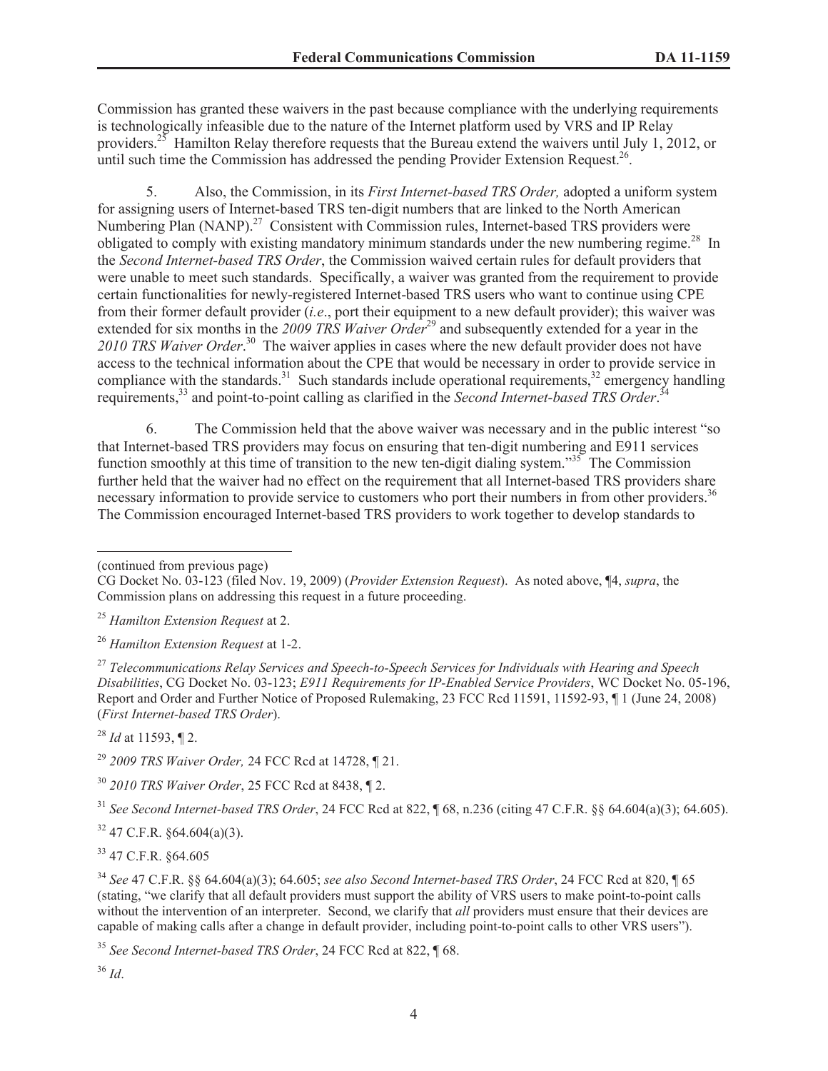Commission has granted these waivers in the past because compliance with the underlying requirements is technologically infeasible due to the nature of the Internet platform used by VRS and IP Relay providers.[25] Hamilton Relay therefore requests that the Bureau extend the waivers until July 1, 2012, or until such time the Commission has addressed the pending Provider Extension Request.[26].

5. Also, the Commission, in its *First Internet-based TRS Order,* adopted a uniform system for assigning users of Internet-based TRS ten-digit numbers that are linked to the North American Numbering Plan (NANP).[27] Consistent with Commission rules, Internet-based TRS providers were obligated to comply with existing mandatory minimum standards under the new numbering regime.[28] In the *Second Internet-based TRS Order*, the Commission waived certain rules for default providers that were unable to meet such standards. Specifically, a waiver was granted from the requirement to provide certain functionalities for newly-registered Internet-based TRS users who want to continue using CPE from their former default provider (*i.e*., port their equipment to a new default provider); this waiver was extended for six months in the *2009 TRS Waiver Order*[29] and subsequently extended for a year in the *2010 TRS Waiver Order*.[30] The waiver applies in cases where the new default provider does not have access to the technical information about the CPE that would be necessary in order to provide service in compliance with the standards.[31] Such standards include operational requirements,[32] emergency handling requirements,[33] and point-to-point calling as clarified in the *Second Internet-based TRS Order*.[34]

6. The Commission held that the above waiver was necessary and in the public interest "so that Internet-based TRS providers may focus on ensuring that ten-digit numbering and E911 services function smoothly at this time of transition to the new ten-digit dialing system."[35] The Commission further held that the waiver had no effect on the requirement that all Internet-based TRS providers share necessary information to provide service to customers who port their numbers in from other providers.[36] The Commission encouraged Internet-based TRS providers to work together to develop standards to

---

(continued from previous page)
CG Docket No. 03-123 (filed Nov. 19, 2009) (*Provider Extension Request*). As noted above, ¶4, *supra*, the Commission plans on addressing this request in a future proceeding.

[25] *Hamilton Extension Request* at 2.

[26] *Hamilton Extension Request* at 1-2.

[27] *Telecommunications Relay Services and Speech-to-Speech Services for Individuals with Hearing and Speech Disabilities*, CG Docket No. 03-123; *E911 Requirements for IP-Enabled Service Providers*, WC Docket No. 05-196, Report and Order and Further Notice of Proposed Rulemaking, 23 FCC Rcd 11591, 11592-93, ¶ 1 (June 24, 2008) (*First Internet-based TRS Order*).

[28] *Id* at 11593, ¶ 2.

[29] *2009 TRS Waiver Order,* 24 FCC Rcd at 14728, ¶ 21.

[30] *2010 TRS Waiver Order*, 25 FCC Rcd at 8438, ¶ 2.

[31] *See Second Internet-based TRS Order*, 24 FCC Rcd at 822, ¶ 68, n.236 (citing 47 C.F.R. §§ 64.604(a)(3); 64.605).

[32] 47 C.F.R. §64.604(a)(3).

[33] 47 C.F.R. §64.605

[34] *See* 47 C.F.R. §§ 64.604(a)(3); 64.605; *see also Second Internet-based TRS Order*, 24 FCC Rcd at 820, ¶ 65 (stating, "we clarify that all default providers must support the ability of VRS users to make point-to-point calls without the intervention of an interpreter. Second, we clarify that *all* providers must ensure that their devices are capable of making calls after a change in default provider, including point-to-point calls to other VRS users").

[35] *See Second Internet-based TRS Order*, 24 FCC Rcd at 822, ¶ 68.

[36] *Id*.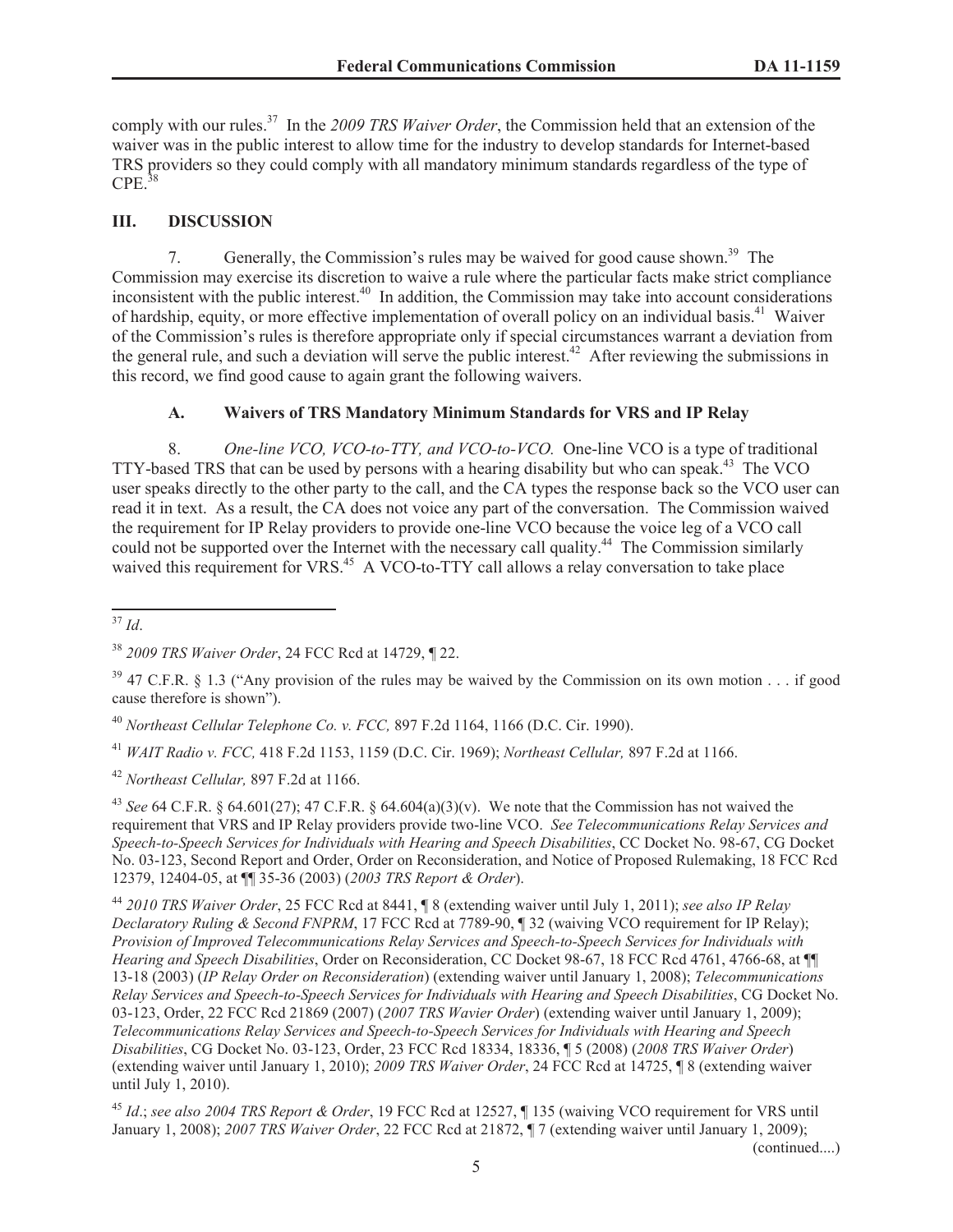comply with our rules.[37] In the *2009 TRS Waiver Order*, the Commission held that an extension of the waiver was in the public interest to allow time for the industry to develop standards for Internet-based TRS providers so they could comply with all mandatory minimum standards regardless of the type of CPE.[38]

## III. DISCUSSION

7. Generally, the Commission's rules may be waived for good cause shown.[39] The Commission may exercise its discretion to waive a rule where the particular facts make strict compliance inconsistent with the public interest.[40] In addition, the Commission may take into account considerations of hardship, equity, or more effective implementation of overall policy on an individual basis.[41] Waiver of the Commission's rules is therefore appropriate only if special circumstances warrant a deviation from the general rule, and such a deviation will serve the public interest.[42] After reviewing the submissions in this record, we find good cause to again grant the following waivers.

### A. Waivers of TRS Mandatory Minimum Standards for VRS and IP Relay

8. *One-line VCO, VCO-to-TTY, and VCO-to-VCO.* One-line VCO is a type of traditional TTY-based TRS that can be used by persons with a hearing disability but who can speak.[43] The VCO user speaks directly to the other party to the call, and the CA types the response back so the VCO user can read it in text. As a result, the CA does not voice any part of the conversation. The Commission waived the requirement for IP Relay providers to provide one-line VCO because the voice leg of a VCO call could not be supported over the Internet with the necessary call quality.[44] The Commission similarly waived this requirement for VRS.[45] A VCO-to-TTY call allows a relay conversation to take place

---

[37] *Id*.

[38] *2009 TRS Waiver Order*, 24 FCC Rcd at 14729, ¶ 22.

[39] 47 C.F.R. § 1.3 ("Any provision of the rules may be waived by the Commission on its own motion . . . if good cause therefore is shown").

[40] *Northeast Cellular Telephone Co. v. FCC,* 897 F.2d 1164, 1166 (D.C. Cir. 1990).

[41] *WAIT Radio v. FCC,* 418 F.2d 1153, 1159 (D.C. Cir. 1969); *Northeast Cellular,* 897 F.2d at 1166.

[42] *Northeast Cellular,* 897 F.2d at 1166.

[43] *See* 64 C.F.R. § 64.601(27); 47 C.F.R. § 64.604(a)(3)(v). We note that the Commission has not waived the requirement that VRS and IP Relay providers provide two-line VCO. *See Telecommunications Relay Services and Speech-to-Speech Services for Individuals with Hearing and Speech Disabilities*, CC Docket No. 98-67, CG Docket No. 03-123, Second Report and Order, Order on Reconsideration, and Notice of Proposed Rulemaking, 18 FCC Rcd 12379, 12404-05, at ¶¶ 35-36 (2003) (*2003 TRS Report & Order*).

[44] *2010 TRS Waiver Order*, 25 FCC Rcd at 8441, ¶ 8 (extending waiver until July 1, 2011); *see also IP Relay Declaratory Ruling & Second FNPRM*, 17 FCC Rcd at 7789-90, ¶ 32 (waiving VCO requirement for IP Relay); *Provision of Improved Telecommunications Relay Services and Speech-to-Speech Services for Individuals with Hearing and Speech Disabilities*, Order on Reconsideration, CC Docket 98-67, 18 FCC Rcd 4761, 4766-68, at ¶¶ 13-18 (2003) (*IP Relay Order on Reconsideration*) (extending waiver until January 1, 2008); *Telecommunications Relay Services and Speech-to-Speech Services for Individuals with Hearing and Speech Disabilities*, CG Docket No. 03-123, Order, 22 FCC Rcd 21869 (2007) (*2007 TRS Wavier Order*) (extending waiver until January 1, 2009); *Telecommunications Relay Services and Speech-to-Speech Services for Individuals with Hearing and Speech Disabilities*, CG Docket No. 03-123, Order, 23 FCC Rcd 18334, 18336, ¶ 5 (2008) (*2008 TRS Waiver Order*) (extending waiver until January 1, 2010); *2009 TRS Waiver Order*, 24 FCC Rcd at 14725, ¶ 8 (extending waiver until July 1, 2010).

[45] *Id*.; *see also 2004 TRS Report & Order*, 19 FCC Rcd at 12527, ¶ 135 (waiving VCO requirement for VRS until January 1, 2008); *2007 TRS Waiver Order*, 22 FCC Rcd at 21872, ¶ 7 (extending waiver until January 1, 2009);

(continued....)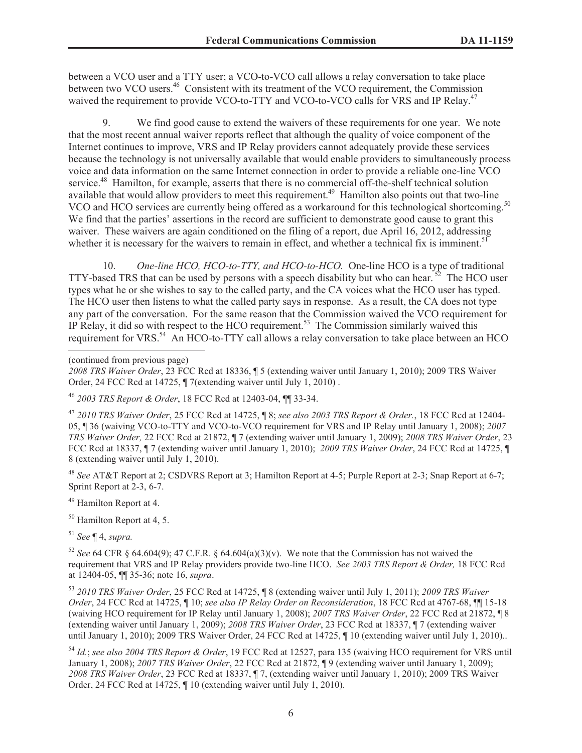between a VCO user and a TTY user; a VCO-to-VCO call allows a relay conversation to take place between two VCO users.[46] Consistent with its treatment of the VCO requirement, the Commission waived the requirement to provide VCO-to-TTY and VCO-to-VCO calls for VRS and IP Relay.[47]

9. We find good cause to extend the waivers of these requirements for one year. We note that the most recent annual waiver reports reflect that although the quality of voice component of the Internet continues to improve, VRS and IP Relay providers cannot adequately provide these services because the technology is not universally available that would enable providers to simultaneously process voice and data information on the same Internet connection in order to provide a reliable one-line VCO service.[48] Hamilton, for example, asserts that there is no commercial off-the-shelf technical solution available that would allow providers to meet this requirement.[49] Hamilton also points out that two-line VCO and HCO services are currently being offered as a workaround for this technological shortcoming.[50] We find that the parties' assertions in the record are sufficient to demonstrate good cause to grant this waiver. These waivers are again conditioned on the filing of a report, due April 16, 2012, addressing whether it is necessary for the waivers to remain in effect, and whether a technical fix is imminent.[51]

10. *One-line HCO, HCO-to-TTY, and HCO-to-HCO.* One-line HCO is a type of traditional TTY-based TRS that can be used by persons with a speech disability but who can hear.[52] The HCO user types what he or she wishes to say to the called party, and the CA voices what the HCO user has typed. The HCO user then listens to what the called party says in response. As a result, the CA does not type any part of the conversation. For the same reason that the Commission waived the VCO requirement for IP Relay, it did so with respect to the HCO requirement.[53] The Commission similarly waived this requirement for VRS.[54] An HCO-to-TTY call allows a relay conversation to take place between an HCO

---

(continued from previous page)
*2008 TRS Waiver Order*, 23 FCC Rcd at 18336, ¶ 5 (extending waiver until January 1, 2010); 2009 TRS Waiver Order, 24 FCC Rcd at 14725, ¶ 7(extending waiver until July 1, 2010) .

[46] *2003 TRS Report & Order*, 18 FCC Rcd at 12403-04, ¶¶ 33-34.

[47] *2010 TRS Waiver Order*, 25 FCC Rcd at 14725, ¶ 8; *see also 2003 TRS Report & Order.*, 18 FCC Rcd at 12404-05, ¶ 36 (waiving VCO-to-TTY and VCO-to-VCO requirement for VRS and IP Relay until January 1, 2008); *2007 TRS Waiver Order,* 22 FCC Rcd at 21872, ¶ 7 (extending waiver until January 1, 2009); *2008 TRS Waiver Order*, 23 FCC Rcd at 18337, ¶ 7 (extending waiver until January 1, 2010); *2009 TRS Waiver Order*, 24 FCC Rcd at 14725, ¶ 8 (extending waiver until July 1, 2010).

[48] *See* AT&T Report at 2; CSDVRS Report at 3; Hamilton Report at 4-5; Purple Report at 2-3; Snap Report at 6-7; Sprint Report at 2-3, 6-7.

[49] Hamilton Report at 4.

[50] Hamilton Report at 4, 5.

[51] *See* ¶ 4, *supra.*

[52] *See* 64 CFR § 64.604(9); 47 C.F.R. § 64.604(a)(3)(v). We note that the Commission has not waived the requirement that VRS and IP Relay providers provide two-line HCO. *See 2003 TRS Report & Order,* 18 FCC Rcd at 12404-05, ¶¶ 35-36; note 16, *supra*.

[53] *2010 TRS Waiver Order*, 25 FCC Rcd at 14725, ¶ 8 (extending waiver until July 1, 2011); *2009 TRS Waiver Order*, 24 FCC Rcd at 14725, ¶ 10; *see also IP Relay Order on Reconsideration*, 18 FCC Rcd at 4767-68, ¶¶ 15-18 (waiving HCO requirement for IP Relay until January 1, 2008); *2007 TRS Waiver Order*, 22 FCC Rcd at 21872, ¶ 8 (extending waiver until January 1, 2009); *2008 TRS Waiver Order*, 23 FCC Rcd at 18337, ¶ 7 (extending waiver until January 1, 2010); 2009 TRS Waiver Order, 24 FCC Rcd at 14725, ¶ 10 (extending waiver until July 1, 2010)..

[54] *Id.*; *see also 2004 TRS Report & Order*, 19 FCC Rcd at 12527, para 135 (waiving HCO requirement for VRS until January 1, 2008); *2007 TRS Waiver Order*, 22 FCC Rcd at 21872, ¶ 9 (extending waiver until January 1, 2009); *2008 TRS Waiver Order*, 23 FCC Rcd at 18337, ¶ 7, (extending waiver until January 1, 2010); 2009 TRS Waiver Order, 24 FCC Rcd at 14725, ¶ 10 (extending waiver until July 1, 2010).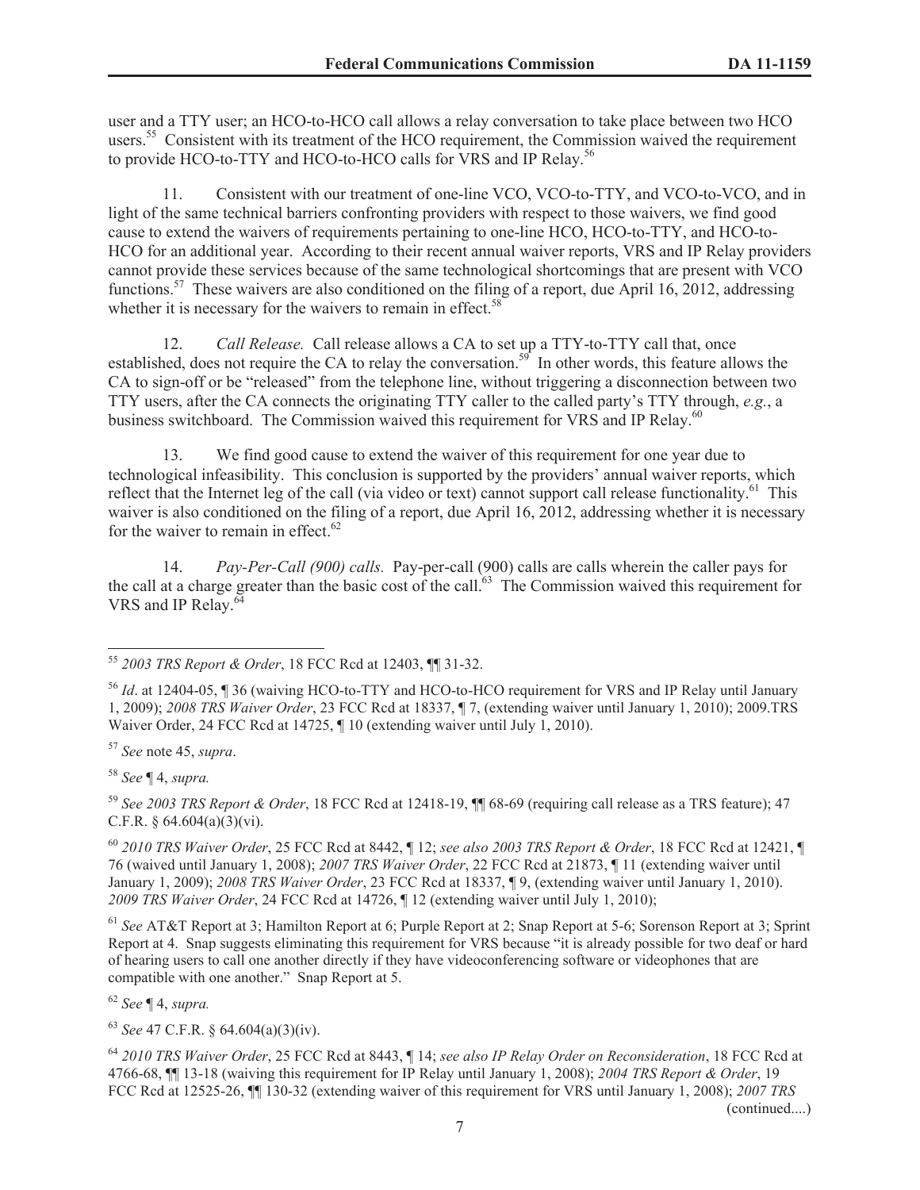user and a TTY user; an HCO-to-HCO call allows a relay conversation to take place between two HCO users.[55] Consistent with its treatment of the HCO requirement, the Commission waived the requirement to provide HCO-to-TTY and HCO-to-HCO calls for VRS and IP Relay.[56]

11. Consistent with our treatment of one-line VCO, VCO-to-TTY, and VCO-to-VCO, and in light of the same technical barriers confronting providers with respect to those waivers, we find good cause to extend the waivers of requirements pertaining to one-line HCO, HCO-to-TTY, and HCO-to-HCO for an additional year. According to their recent annual waiver reports, VRS and IP Relay providers cannot provide these services because of the same technological shortcomings that are present with VCO functions.[57] These waivers are also conditioned on the filing of a report, due April 16, 2012, addressing whether it is necessary for the waivers to remain in effect.[58]

12. *Call Release.* Call release allows a CA to set up a TTY-to-TTY call that, once established, does not require the CA to relay the conversation.[59] In other words, this feature allows the CA to sign-off or be "released" from the telephone line, without triggering a disconnection between two TTY users, after the CA connects the originating TTY caller to the called party's TTY through, *e.g.*, a business switchboard. The Commission waived this requirement for VRS and IP Relay.[60]

13. We find good cause to extend the waiver of this requirement for one year due to technological infeasibility. This conclusion is supported by the providers' annual waiver reports, which reflect that the Internet leg of the call (via video or text) cannot support call release functionality.[61] This waiver is also conditioned on the filing of a report, due April 16, 2012, addressing whether it is necessary for the waiver to remain in effect.[62]

14. *Pay-Per-Call (900) calls.* Pay-per-call (900) calls are calls wherein the caller pays for the call at a charge greater than the basic cost of the call.[63] The Commission waived this requirement for VRS and IP Relay.[64]

---

[55] *2003 TRS Report & Order*, 18 FCC Rcd at 12403, ¶¶ 31-32.

[56] *Id*. at 12404-05, ¶ 36 (waiving HCO-to-TTY and HCO-to-HCO requirement for VRS and IP Relay until January 1, 2009); *2008 TRS Waiver Order*, 23 FCC Rcd at 18337, ¶ 7, (extending waiver until January 1, 2010); 2009.TRS Waiver Order, 24 FCC Rcd at 14725, ¶ 10 (extending waiver until July 1, 2010).

[57] *See* note 45, *supra*.

[58] *See* ¶ 4, *supra.*

[59] *See 2003 TRS Report & Order*, 18 FCC Rcd at 12418-19, ¶¶ 68-69 (requiring call release as a TRS feature); 47 C.F.R. § 64.604(a)(3)(vi).

[60] *2010 TRS Waiver Order*, 25 FCC Rcd at 8442, ¶ 12; *see also 2003 TRS Report & Order*, 18 FCC Rcd at 12421, ¶ 76 (waived until January 1, 2008); *2007 TRS Waiver Order*, 22 FCC Rcd at 21873, ¶ 11 (extending waiver until January 1, 2009); *2008 TRS Waiver Order*, 23 FCC Rcd at 18337, ¶ 9, (extending waiver until January 1, 2010). *2009 TRS Waiver Order*, 24 FCC Rcd at 14726, ¶ 12 (extending waiver until July 1, 2010);

[61] *See* AT&T Report at 3; Hamilton Report at 6; Purple Report at 2; Snap Report at 5-6; Sorenson Report at 3; Sprint Report at 4. Snap suggests eliminating this requirement for VRS because "it is already possible for two deaf or hard of hearing users to call one another directly if they have videoconferencing software or videophones that are compatible with one another." Snap Report at 5.

[62] *See* ¶ 4, *supra.*

[63] *See* 47 C.F.R. § 64.604(a)(3)(iv).

[64] *2010 TRS Waiver Order*, 25 FCC Rcd at 8443, ¶ 14; *see also IP Relay Order on Reconsideration*, 18 FCC Rcd at 4766-68, ¶¶ 13-18 (waiving this requirement for IP Relay until January 1, 2008); *2004 TRS Report & Order*, 19 FCC Rcd at 12525-26, ¶¶ 130-32 (extending waiver of this requirement for VRS until January 1, 2008); *2007 TRS*

(continued....)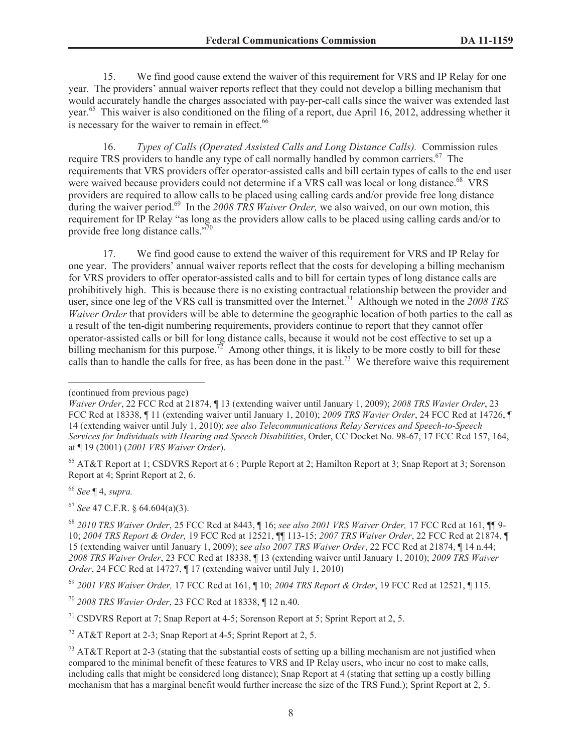15. We find good cause extend the waiver of this requirement for VRS and IP Relay for one year. The providers' annual waiver reports reflect that they could not develop a billing mechanism that would accurately handle the charges associated with pay-per-call calls since the waiver was extended last year.[65] This waiver is also conditioned on the filing of a report, due April 16, 2012, addressing whether it is necessary for the waiver to remain in effect.[66]

16. *Types of Calls (Operated Assisted Calls and Long Distance Calls).* Commission rules require TRS providers to handle any type of call normally handled by common carriers.[67] The requirements that VRS providers offer operator-assisted calls and bill certain types of calls to the end user were waived because providers could not determine if a VRS call was local or long distance.[68] VRS providers are required to allow calls to be placed using calling cards and/or provide free long distance during the waiver period.[69] In the *2008 TRS Waiver Order,* we also waived, on our own motion, this requirement for IP Relay "as long as the providers allow calls to be placed using calling cards and/or to provide free long distance calls."[70]

17. We find good cause to extend the waiver of this requirement for VRS and IP Relay for one year. The providers' annual waiver reports reflect that the costs for developing a billing mechanism for VRS providers to offer operator-assisted calls and to bill for certain types of long distance calls are prohibitively high. This is because there is no existing contractual relationship between the provider and user, since one leg of the VRS call is transmitted over the Internet.[71] Although we noted in the *2008 TRS Waiver Order* that providers will be able to determine the geographic location of both parties to the call as a result of the ten-digit numbering requirements, providers continue to report that they cannot offer operator-assisted calls or bill for long distance calls, because it would not be cost effective to set up a billing mechanism for this purpose.[72] Among other things, it is likely to be more costly to bill for these calls than to handle the calls for free, as has been done in the past.[73] We therefore waive this requirement

---

(continued from previous page)
*Waiver Order*, 22 FCC Rcd at 21874, ¶ 13 (extending waiver until January 1, 2009); *2008 TRS Wavier Order*, 23 FCC Rcd at 18338, ¶ 11 (extending waiver until January 1, 2010); *2009 TRS Wavier Order*, 24 FCC Rcd at 14726, ¶ 14 (extending waiver until July 1, 2010); *see also Telecommunications Relay Services and Speech-to-Speech Services for Individuals with Hearing and Speech Disabilities*, Order, CC Docket No. 98-67, 17 FCC Rcd 157, 164, at ¶ 19 (2001) (*2001 VRS Waiver Order*).

[65] AT&T Report at 1; CSDVRS Report at 6 ; Purple Report at 2; Hamilton Report at 3; Snap Report at 3; Sorenson Report at 4; Sprint Report at 2, 6.

[66] *See* ¶ 4, *supra.*

[67] *See* 47 C.F.R. § 64.604(a)(3).

[68] *2010 TRS Waiver Order*, 25 FCC Rcd at 8443, ¶ 16; *see also 2001 VRS Waiver Order,* 17 FCC Rcd at 161, ¶¶ 9-10; *2004 TRS Report & Order,* 19 FCC Rcd at 12521, ¶¶ 113-15; *2007 TRS Waiver Order*, 22 FCC Rcd at 21874, ¶ 15 (extending waiver until January 1, 2009); s*ee also 2007 TRS Waiver Order*, 22 FCC Rcd at 21874, ¶ 14 n.44; *2008 TRS Waiver Order*, 23 FCC Rcd at 18338, ¶ 13 (extending waiver until January 1, 2010); *2009 TRS Waiver Order*, 24 FCC Rcd at 14727, ¶ 17 (extending waiver until July 1, 2010)

[69] *2001 VRS Waiver Order,* 17 FCC Rcd at 161, ¶ 10; *2004 TRS Report & Order*, 19 FCC Rcd at 12521, ¶ 115.

[70] *2008 TRS Wavier Order*, 23 FCC Rcd at 18338, ¶ 12 n.40.

[71] CSDVRS Report at 7; Snap Report at 4-5; Sorenson Report at 5; Sprint Report at 2, 5.

[72] AT&T Report at 2-3; Snap Report at 4-5; Sprint Report at 2, 5.

[73] AT&T Report at 2-3 (stating that the substantial costs of setting up a billing mechanism are not justified when compared to the minimal benefit of these features to VRS and IP Relay users, who incur no cost to make calls, including calls that might be considered long distance); Snap Report at 4 (stating that setting up a costly billing mechanism that has a marginal benefit would further increase the size of the TRS Fund.); Sprint Report at 2, 5.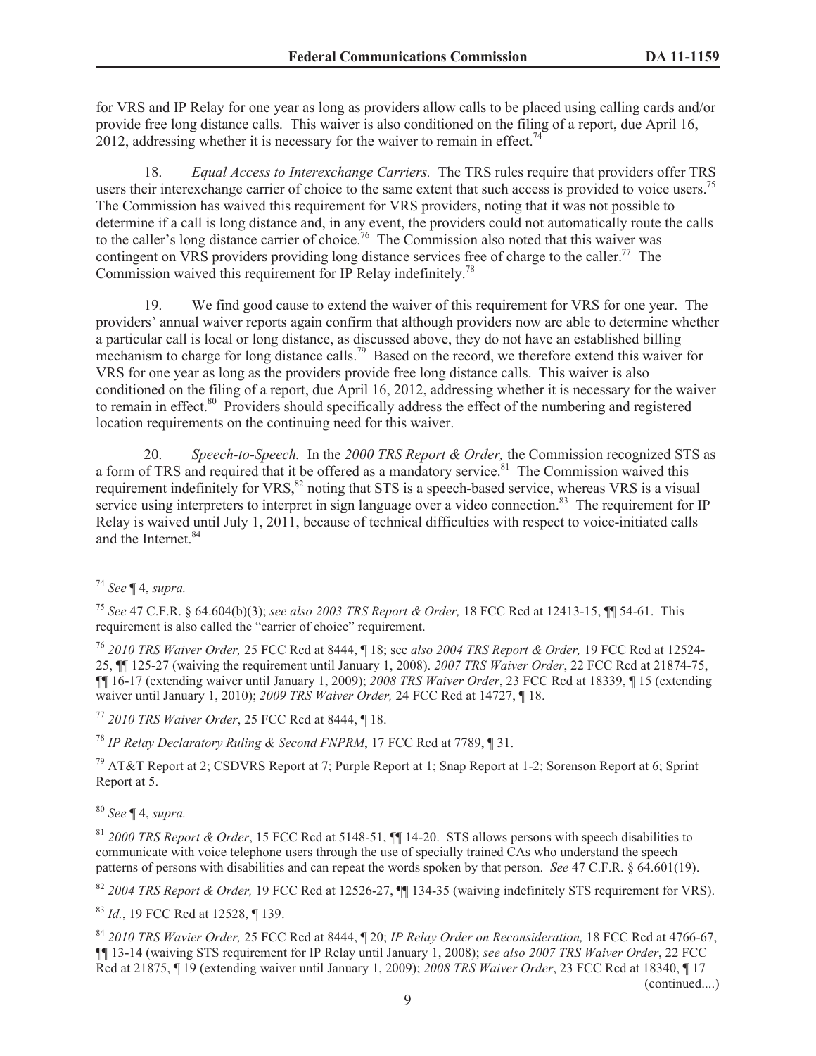for VRS and IP Relay for one year as long as providers allow calls to be placed using calling cards and/or provide free long distance calls. This waiver is also conditioned on the filing of a report, due April 16, 2012, addressing whether it is necessary for the waiver to remain in effect.[74]

18. *Equal Access to Interexchange Carriers.* The TRS rules require that providers offer TRS users their interexchange carrier of choice to the same extent that such access is provided to voice users.[75] The Commission has waived this requirement for VRS providers, noting that it was not possible to determine if a call is long distance and, in any event, the providers could not automatically route the calls to the caller's long distance carrier of choice.[76] The Commission also noted that this waiver was contingent on VRS providers providing long distance services free of charge to the caller.[77] The Commission waived this requirement for IP Relay indefinitely.[78]

19. We find good cause to extend the waiver of this requirement for VRS for one year. The providers' annual waiver reports again confirm that although providers now are able to determine whether a particular call is local or long distance, as discussed above, they do not have an established billing mechanism to charge for long distance calls.[79] Based on the record, we therefore extend this waiver for VRS for one year as long as the providers provide free long distance calls. This waiver is also conditioned on the filing of a report, due April 16, 2012, addressing whether it is necessary for the waiver to remain in effect.[80] Providers should specifically address the effect of the numbering and registered location requirements on the continuing need for this waiver.

20. *Speech-to-Speech.* In the *2000 TRS Report & Order,* the Commission recognized STS as a form of TRS and required that it be offered as a mandatory service.[81] The Commission waived this requirement indefinitely for VRS,[82] noting that STS is a speech-based service, whereas VRS is a visual service using interpreters to interpret in sign language over a video connection.[83] The requirement for IP Relay is waived until July 1, 2011, because of technical difficulties with respect to voice-initiated calls and the Internet.[84]

---

[74] *See* ¶ 4, *supra.*

[75] *See* 47 C.F.R. § 64.604(b)(3); *see also 2003 TRS Report & Order,* 18 FCC Rcd at 12413-15, ¶¶ 54-61. This requirement is also called the "carrier of choice" requirement.

[76] *2010 TRS Waiver Order,* 25 FCC Rcd at 8444, ¶ 18; see *also 2004 TRS Report & Order,* 19 FCC Rcd at 12524-25, ¶¶ 125-27 (waiving the requirement until January 1, 2008). *2007 TRS Waiver Order*, 22 FCC Rcd at 21874-75, ¶¶ 16-17 (extending waiver until January 1, 2009); *2008 TRS Waiver Order*, 23 FCC Rcd at 18339, ¶ 15 (extending waiver until January 1, 2010); *2009 TRS Waiver Order,* 24 FCC Rcd at 14727, ¶ 18.

[77] *2010 TRS Waiver Order*, 25 FCC Rcd at 8444, ¶ 18.

[78] *IP Relay Declaratory Ruling & Second FNPRM*, 17 FCC Rcd at 7789, ¶ 31.

[79] AT&T Report at 2; CSDVRS Report at 7; Purple Report at 1; Snap Report at 1-2; Sorenson Report at 6; Sprint Report at 5.

[80] *See* ¶ 4, *supra.*

[81] *2000 TRS Report & Order*, 15 FCC Rcd at 5148-51, ¶¶ 14-20. STS allows persons with speech disabilities to communicate with voice telephone users through the use of specially trained CAs who understand the speech patterns of persons with disabilities and can repeat the words spoken by that person. *See* 47 C.F.R. § 64.601(19).

[82] *2004 TRS Report & Order,* 19 FCC Rcd at 12526-27, ¶¶ 134-35 (waiving indefinitely STS requirement for VRS).

[83] *Id.*, 19 FCC Rcd at 12528, ¶ 139.

[84] *2010 TRS Wavier Order,* 25 FCC Rcd at 8444, ¶ 20; *IP Relay Order on Reconsideration,* 18 FCC Rcd at 4766-67, ¶¶ 13-14 (waiving STS requirement for IP Relay until January 1, 2008); *see also 2007 TRS Waiver Order*, 22 FCC Rcd at 21875, ¶ 19 (extending waiver until January 1, 2009); *2008 TRS Waiver Order*, 23 FCC Rcd at 18340, ¶ 17 (continued....)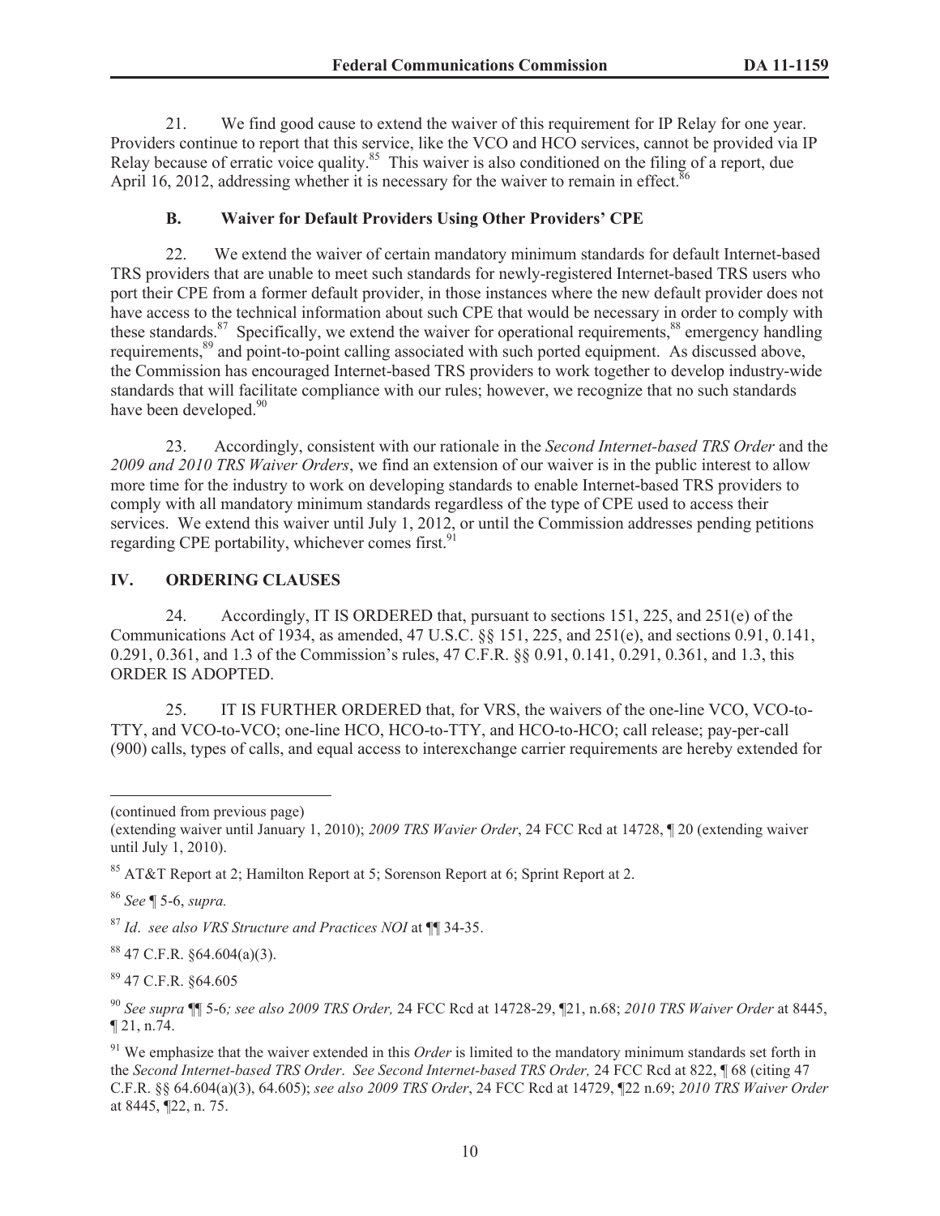21. We find good cause to extend the waiver of this requirement for IP Relay for one year. Providers continue to report that this service, like the VCO and HCO services, cannot be provided via IP Relay because of erratic voice quality.[85] This waiver is also conditioned on the filing of a report, due April 16, 2012, addressing whether it is necessary for the waiver to remain in effect.[86]

### B. Waiver for Default Providers Using Other Providers' CPE

22. We extend the waiver of certain mandatory minimum standards for default Internet-based TRS providers that are unable to meet such standards for newly-registered Internet-based TRS users who port their CPE from a former default provider, in those instances where the new default provider does not have access to the technical information about such CPE that would be necessary in order to comply with these standards.[87] Specifically, we extend the waiver for operational requirements,[88] emergency handling requirements,[89] and point-to-point calling associated with such ported equipment. As discussed above, the Commission has encouraged Internet-based TRS providers to work together to develop industry-wide standards that will facilitate compliance with our rules; however, we recognize that no such standards have been developed.[90]

23. Accordingly, consistent with our rationale in the *Second Internet-based TRS Order* and the *2009 and 2010 TRS Waiver Orders*, we find an extension of our waiver is in the public interest to allow more time for the industry to work on developing standards to enable Internet-based TRS providers to comply with all mandatory minimum standards regardless of the type of CPE used to access their services. We extend this waiver until July 1, 2012, or until the Commission addresses pending petitions regarding CPE portability, whichever comes first.[91]

## IV. ORDERING CLAUSES

24. Accordingly, IT IS ORDERED that, pursuant to sections 151, 225, and 251(e) of the Communications Act of 1934, as amended, 47 U.S.C. §§ 151, 225, and 251(e), and sections 0.91, 0.141, 0.291, 0.361, and 1.3 of the Commission's rules, 47 C.F.R. §§ 0.91, 0.141, 0.291, 0.361, and 1.3, this ORDER IS ADOPTED.

25. IT IS FURTHER ORDERED that, for VRS, the waivers of the one-line VCO, VCO-to-TTY, and VCO-to-VCO; one-line HCO, HCO-to-TTY, and HCO-to-HCO; call release; pay-per-call (900) calls, types of calls, and equal access to interexchange carrier requirements are hereby extended for

---

(continued from previous page)
(extending waiver until January 1, 2010); *2009 TRS Wavier Order*, 24 FCC Rcd at 14728, ¶ 20 (extending waiver until July 1, 2010).

[85] AT&T Report at 2; Hamilton Report at 5; Sorenson Report at 6; Sprint Report at 2.

[86] *See* ¶ 5-6, *supra.*

[87] *Id*. *see also VRS Structure and Practices NOI* at ¶¶ 34-35.

[88] 47 C.F.R. §64.604(a)(3).

[89] 47 C.F.R. §64.605

[90] *See supra* ¶¶ 5-6*; see also 2009 TRS Order,* 24 FCC Rcd at 14728-29, ¶21, n.68; *2010 TRS Waiver Order* at 8445, ¶ 21, n.74.

[91] We emphasize that the waiver extended in this *Order* is limited to the mandatory minimum standards set forth in the *Second Internet-based TRS Order*. *See Second Internet-based TRS Order,* 24 FCC Rcd at 822, ¶ 68 (citing 47 C.F.R. §§ 64.604(a)(3), 64.605); *see also 2009 TRS Order*, 24 FCC Rcd at 14729, ¶22 n.69; *2010 TRS Waiver Order* at 8445, ¶22, n. 75.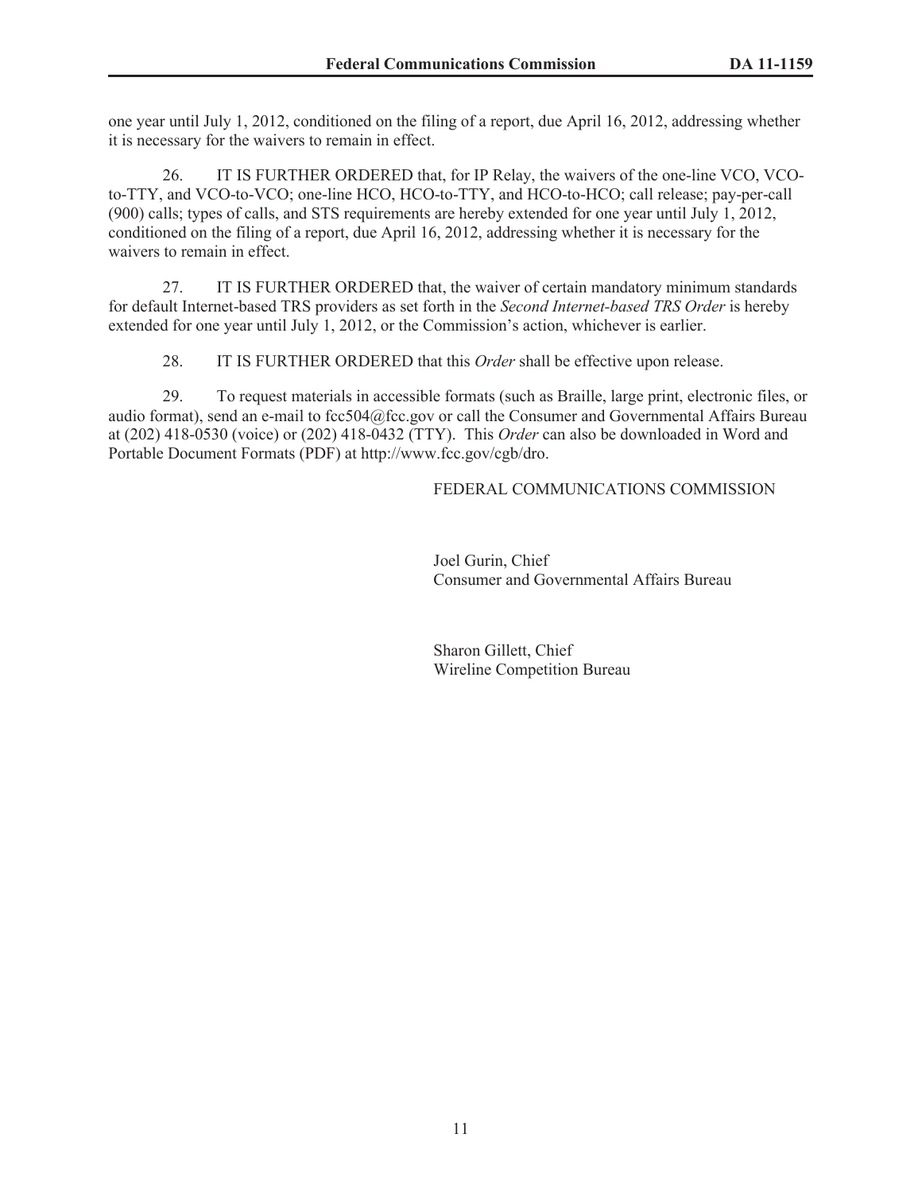one year until July 1, 2012, conditioned on the filing of a report, due April 16, 2012, addressing whether it is necessary for the waivers to remain in effect.

26. IT IS FURTHER ORDERED that, for IP Relay, the waivers of the one-line VCO, VCO-to-TTY, and VCO-to-VCO; one-line HCO, HCO-to-TTY, and HCO-to-HCO; call release; pay-per-call (900) calls; types of calls, and STS requirements are hereby extended for one year until July 1, 2012, conditioned on the filing of a report, due April 16, 2012, addressing whether it is necessary for the waivers to remain in effect.

27. IT IS FURTHER ORDERED that, the waiver of certain mandatory minimum standards for default Internet-based TRS providers as set forth in the *Second Internet-based TRS Order* is hereby extended for one year until July 1, 2012, or the Commission's action, whichever is earlier.

28. IT IS FURTHER ORDERED that this *Order* shall be effective upon release.

29. To request materials in accessible formats (such as Braille, large print, electronic files, or audio format), send an e-mail to fcc504@fcc.gov or call the Consumer and Governmental Affairs Bureau at (202) 418-0530 (voice) or (202) 418-0432 (TTY). This *Order* can also be downloaded in Word and Portable Document Formats (PDF) at http://www.fcc.gov/cgb/dro.

FEDERAL COMMUNICATIONS COMMISSION

Joel Gurin, Chief
Consumer and Governmental Affairs Bureau

Sharon Gillett, Chief
Wireline Competition Bureau